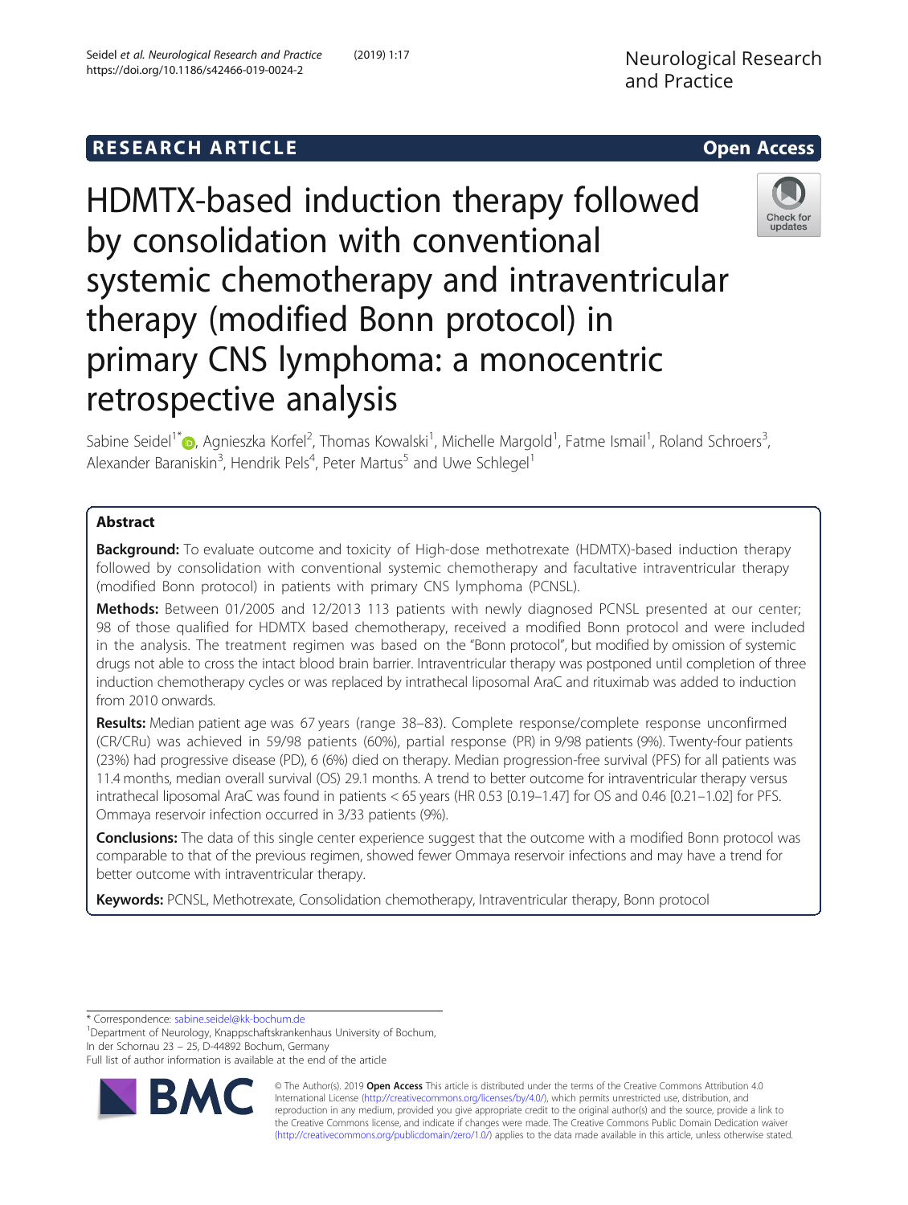RESEARCH ARTICLE

Open Access

# HDMTX-based induction therapy followed by consolidation with conventional systemic chemotherapy and intraventricular therapy (modified Bonn protocol) in primary CNS lymphoma: a monocentric retrospective analysis

Sabine Seidel[1*], Agnieszka Korfel[2], Thomas Kowalski[1], Michelle Margold[1], Fatme Ismail[1], Roland Schroers[3], Alexander Baraniskin[3], Hendrik Pels[4], Peter Martus[5] and Uwe Schlegel[1]

## Abstract

**Background:** To evaluate outcome and toxicity of High-dose methotrexate (HDMTX)-based induction therapy followed by consolidation with conventional systemic chemotherapy and facultative intraventricular therapy (modified Bonn protocol) in patients with primary CNS lymphoma (PCNSL).

**Methods:** Between 01/2005 and 12/2013 113 patients with newly diagnosed PCNSL presented at our center; 98 of those qualified for HDMTX based chemotherapy, received a modified Bonn protocol and were included in the analysis. The treatment regimen was based on the "Bonn protocol", but modified by omission of systemic drugs not able to cross the intact blood brain barrier. Intraventricular therapy was postponed until completion of three induction chemotherapy cycles or was replaced by intrathecal liposomal AraC and rituximab was added to induction from 2010 onwards.

**Results:** Median patient age was 67 years (range 38–83). Complete response/complete response unconfirmed (CR/CRu) was achieved in 59/98 patients (60%), partial response (PR) in 9/98 patients (9%). Twenty-four patients (23%) had progressive disease (PD), 6 (6%) died on therapy. Median progression-free survival (PFS) for all patients was 11.4 months, median overall survival (OS) 29.1 months. A trend to better outcome for intraventricular therapy versus intrathecal liposomal AraC was found in patients < 65 years (HR 0.53 [0.19–1.47] for OS and 0.46 [0.21–1.02] for PFS. Ommaya reservoir infection occurred in 3/33 patients (9%).

**Conclusions:** The data of this single center experience suggest that the outcome with a modified Bonn protocol was comparable to that of the previous regimen, showed fewer Ommaya reservoir infections and may have a trend for better outcome with intraventricular therapy.

**Keywords:** PCNSL, Methotrexate, Consolidation chemotherapy, Intraventricular therapy, Bonn protocol

\* Correspondence: sabine.seidel@kk-bochum.de

[1]Department of Neurology, Knappschaftskrankenhaus University of Bochum, In der Schornau 23 – 25, D-44892 Bochum, Germany

Full list of author information is available at the end of the article

© The Author(s). 2019 **Open Access** This article is distributed under the terms of the Creative Commons Attribution 4.0 International License (http://creativecommons.org/licenses/by/4.0/), which permits unrestricted use, distribution, and reproduction in any medium, provided you give appropriate credit to the original author(s) and the source, provide a link to the Creative Commons license, and indicate if changes were made. The Creative Commons Public Domain Dedication waiver (http://creativecommons.org/publicdomain/zero/1.0/) applies to the data made available in this article, unless otherwise stated.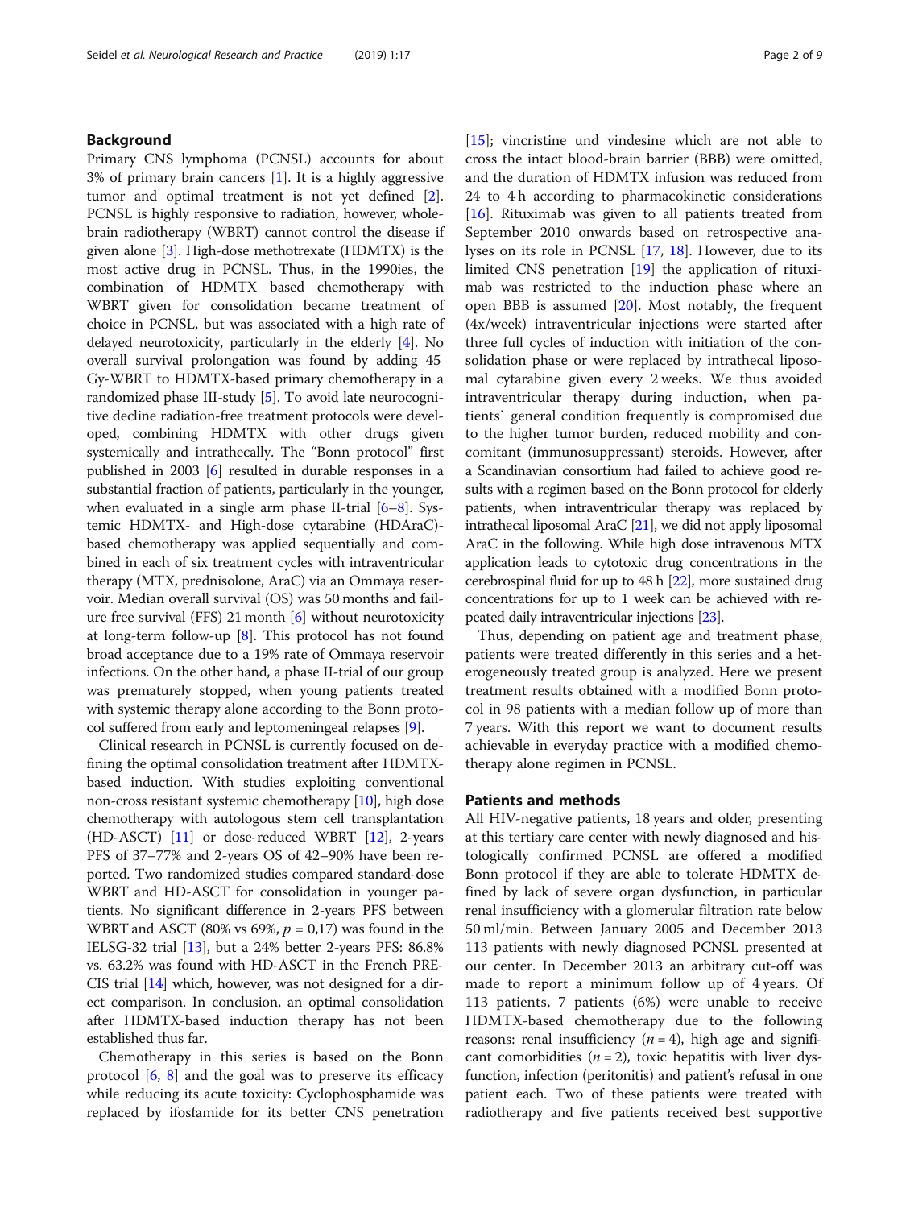## Background

Primary CNS lymphoma (PCNSL) accounts for about 3% of primary brain cancers [1]. It is a highly aggressive tumor and optimal treatment is not yet defined [2]. PCNSL is highly responsive to radiation, however, whole-brain radiotherapy (WBRT) cannot control the disease if given alone [3]. High-dose methotrexate (HDMTX) is the most active drug in PCNSL. Thus, in the 1990ies, the combination of HDMTX based chemotherapy with WBRT given for consolidation became treatment of choice in PCNSL, but was associated with a high rate of delayed neurotoxicity, particularly in the elderly [4]. No overall survival prolongation was found by adding 45 Gy-WBRT to HDMTX-based primary chemotherapy in a randomized phase III-study [5]. To avoid late neurocognitive decline radiation-free treatment protocols were developed, combining HDMTX with other drugs given systemically and intrathecally. The "Bonn protocol" first published in 2003 [6] resulted in durable responses in a substantial fraction of patients, particularly in the younger, when evaluated in a single arm phase II-trial [6–8]. Systemic HDMTX- and High-dose cytarabine (HDAraC)-based chemotherapy was applied sequentially and combined in each of six treatment cycles with intraventricular therapy (MTX, prednisolone, AraC) via an Ommaya reservoir. Median overall survival (OS) was 50 months and failure free survival (FFS) 21 month [6] without neurotoxicity at long-term follow-up [8]. This protocol has not found broad acceptance due to a 19% rate of Ommaya reservoir infections. On the other hand, a phase II-trial of our group was prematurely stopped, when young patients treated with systemic therapy alone according to the Bonn protocol suffered from early and leptomeningeal relapses [9].

Clinical research in PCNSL is currently focused on defining the optimal consolidation treatment after HDMTX-based induction. With studies exploiting conventional non-cross resistant systemic chemotherapy [10], high dose chemotherapy with autologous stem cell transplantation (HD-ASCT) [11] or dose-reduced WBRT [12], 2-years PFS of 37–77% and 2-years OS of 42–90% have been reported. Two randomized studies compared standard-dose WBRT and HD-ASCT for consolidation in younger patients. No significant difference in 2-years PFS between WBRT and ASCT (80% vs 69%, $p$ = 0,17) was found in the IELSG-32 trial [13], but a 24% better 2-years PFS: 86.8% vs. 63.2% was found with HD-ASCT in the French PRECIS trial [14] which, however, was not designed for a direct comparison. In conclusion, an optimal consolidation after HDMTX-based induction therapy has not been established thus far.

Chemotherapy in this series is based on the Bonn protocol [6, 8] and the goal was to preserve its efficacy while reducing its acute toxicity: Cyclophosphamide was replaced by ifosfamide for its better CNS penetration [15]; vincristine und vindesine which are not able to cross the intact blood-brain barrier (BBB) were omitted, and the duration of HDMTX infusion was reduced from 24 to 4 h according to pharmacokinetic considerations [16]. Rituximab was given to all patients treated from September 2010 onwards based on retrospective analyses on its role in PCNSL [17, 18]. However, due to its limited CNS penetration [19] the application of rituximab was restricted to the induction phase where an open BBB is assumed [20]. Most notably, the frequent (4x/week) intraventricular injections were started after three full cycles of induction with initiation of the consolidation phase or were replaced by intrathecal liposomal cytarabine given every 2 weeks. We thus avoided intraventricular therapy during induction, when patients` general condition frequently is compromised due to the higher tumor burden, reduced mobility and concomitant (immunosuppressant) steroids. However, after a Scandinavian consortium had failed to achieve good results with a regimen based on the Bonn protocol for elderly patients, when intraventricular therapy was replaced by intrathecal liposomal AraC [21], we did not apply liposomal AraC in the following. While high dose intravenous MTX application leads to cytotoxic drug concentrations in the cerebrospinal fluid for up to 48 h [22], more sustained drug concentrations for up to 1 week can be achieved with repeated daily intraventricular injections [23].

Thus, depending on patient age and treatment phase, patients were treated differently in this series and a heterogeneously treated group is analyzed. Here we present treatment results obtained with a modified Bonn protocol in 98 patients with a median follow up of more than 7 years. With this report we want to document results achievable in everyday practice with a modified chemotherapy alone regimen in PCNSL.

## Patients and methods

All HIV-negative patients, 18 years and older, presenting at this tertiary care center with newly diagnosed and histologically confirmed PCNSL are offered a modified Bonn protocol if they are able to tolerate HDMTX defined by lack of severe organ dysfunction, in particular renal insufficiency with a glomerular filtration rate below 50 ml/min. Between January 2005 and December 2013 113 patients with newly diagnosed PCNSL presented at our center. In December 2013 an arbitrary cut-off was made to report a minimum follow up of 4 years. Of 113 patients, 7 patients (6%) were unable to receive HDMTX-based chemotherapy due to the following reasons: renal insufficiency ($n$ = 4), high age and significant comorbidities ($n$ = 2), toxic hepatitis with liver dysfunction, infection (peritonitis) and patient's refusal in one patient each. Two of these patients were treated with radiotherapy and five patients received best supportive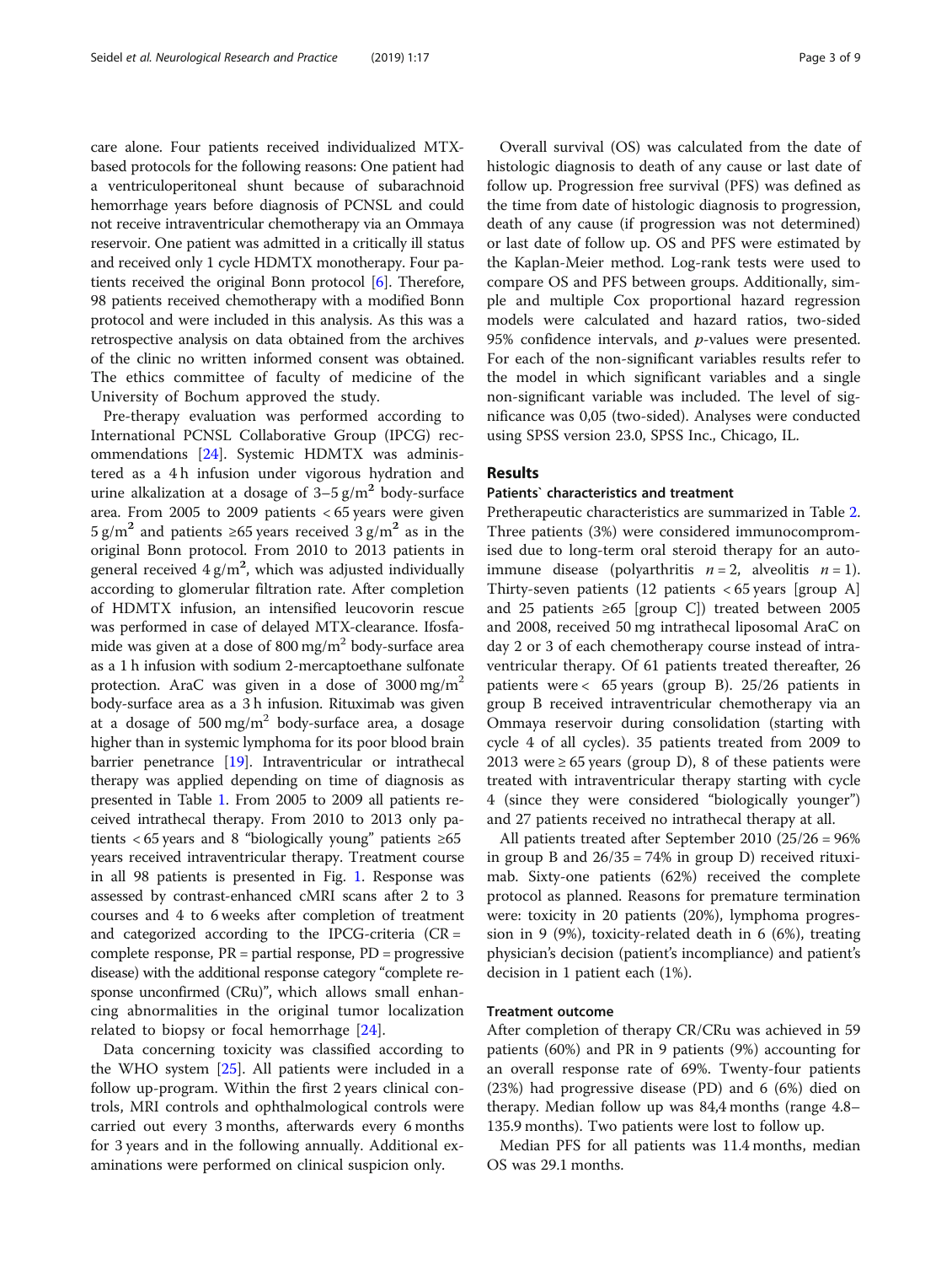care alone. Four patients received individualized MTX-based protocols for the following reasons: One patient had a ventriculoperitoneal shunt because of subarachnoid hemorrhage years before diagnosis of PCNSL and could not receive intraventricular chemotherapy via an Ommaya reservoir. One patient was admitted in a critically ill status and received only 1 cycle HDMTX monotherapy. Four patients received the original Bonn protocol [6]. Therefore, 98 patients received chemotherapy with a modified Bonn protocol and were included in this analysis. As this was a retrospective analysis on data obtained from the archives of the clinic no written informed consent was obtained. The ethics committee of faculty of medicine of the University of Bochum approved the study.

Pre-therapy evaluation was performed according to International PCNSL Collaborative Group (IPCG) recommendations [24]. Systemic HDMTX was administered as a 4 h infusion under vigorous hydration and urine alkalization at a dosage of 3–5 $g/m^2$ body-surface area. From 2005 to 2009 patients < 65 years were given 5 $g/m^2$ and patients ≥65 years received 3 $g/m^2$ as in the original Bonn protocol. From 2010 to 2013 patients in general received 4 $g/m^2$, which was adjusted individually according to glomerular filtration rate. After completion of HDMTX infusion, an intensified leucovorin rescue was performed in case of delayed MTX-clearance. Ifosfamide was given at a dose of 800 $mg/m^2$ body-surface area as a 1 h infusion with sodium 2-mercaptoethane sulfonate protection. AraC was given in a dose of 3000 $mg/m^2$ body-surface area as a 3 h infusion. Rituximab was given at a dosage of 500 $mg/m^2$ body-surface area, a dosage higher than in systemic lymphoma for its poor blood brain barrier penetrance [19]. Intraventricular or intrathecal therapy was applied depending on time of diagnosis as presented in Table 1. From 2005 to 2009 all patients received intrathecal therapy. From 2010 to 2013 only patients < 65 years and 8 "biologically young" patients ≥65 years received intraventricular therapy. Treatment course in all 98 patients is presented in Fig. 1. Response was assessed by contrast-enhanced cMRI scans after 2 to 3 courses and 4 to 6 weeks after completion of treatment and categorized according to the IPCG-criteria (CR = complete response, PR = partial response, PD = progressive disease) with the additional response category "complete response unconfirmed (CRu)", which allows small enhancing abnormalities in the original tumor localization related to biopsy or focal hemorrhage [24].

Data concerning toxicity was classified according to the WHO system [25]. All patients were included in a follow up-program. Within the first 2 years clinical controls, MRI controls and ophthalmological controls were carried out every 3 months, afterwards every 6 months for 3 years and in the following annually. Additional examinations were performed on clinical suspicion only.

Overall survival (OS) was calculated from the date of histologic diagnosis to death of any cause or last date of follow up. Progression free survival (PFS) was defined as the time from date of histologic diagnosis to progression, death of any cause (if progression was not determined) or last date of follow up. OS and PFS were estimated by the Kaplan-Meier method. Log-rank tests were used to compare OS and PFS between groups. Additionally, simple and multiple Cox proportional hazard regression models were calculated and hazard ratios, two-sided 95% confidence intervals, and *p*-values were presented. For each of the non-significant variables results refer to the model in which significant variables and a single non-significant variable was included. The level of significance was 0,05 (two-sided). Analyses were conducted using SPSS version 23.0, SPSS Inc., Chicago, IL.

## Results

### Patients` characteristics and treatment

Pretherapeutic characteristics are summarized in Table 2. Three patients (3%) were considered immunocompromised due to long-term oral steroid therapy for an autoimmune disease (polyarthritis $n = 2$, alveolitis $n = 1$). Thirty-seven patients (12 patients < 65 years [group A] and 25 patients ≥65 [group C]) treated between 2005 and 2008, received 50 mg intrathecal liposomal AraC on day 2 or 3 of each chemotherapy course instead of intraventricular therapy. Of 61 patients treated thereafter, 26 patients were < 65 years (group B). 25/26 patients in group B received intraventricular chemotherapy via an Ommaya reservoir during consolidation (starting with cycle 4 of all cycles). 35 patients treated from 2009 to 2013 were ≥ 65 years (group D), 8 of these patients were treated with intraventricular therapy starting with cycle 4 (since they were considered "biologically younger") and 27 patients received no intrathecal therapy at all.

All patients treated after September 2010 (25/26 = 96% in group B and 26/35 = 74% in group D) received rituximab. Sixty-one patients (62%) received the complete protocol as planned. Reasons for premature termination were: toxicity in 20 patients (20%), lymphoma progression in 9 (9%), toxicity-related death in 6 (6%), treating physician's decision (patient's incompliance) and patient's decision in 1 patient each (1%).

### Treatment outcome

After completion of therapy CR/CRu was achieved in 59 patients (60%) and PR in 9 patients (9%) accounting for an overall response rate of 69%. Twenty-four patients (23%) had progressive disease (PD) and 6 (6%) died on therapy. Median follow up was 84,4 months (range 4.8–135.9 months). Two patients were lost to follow up.

Median PFS for all patients was 11.4 months, median OS was 29.1 months.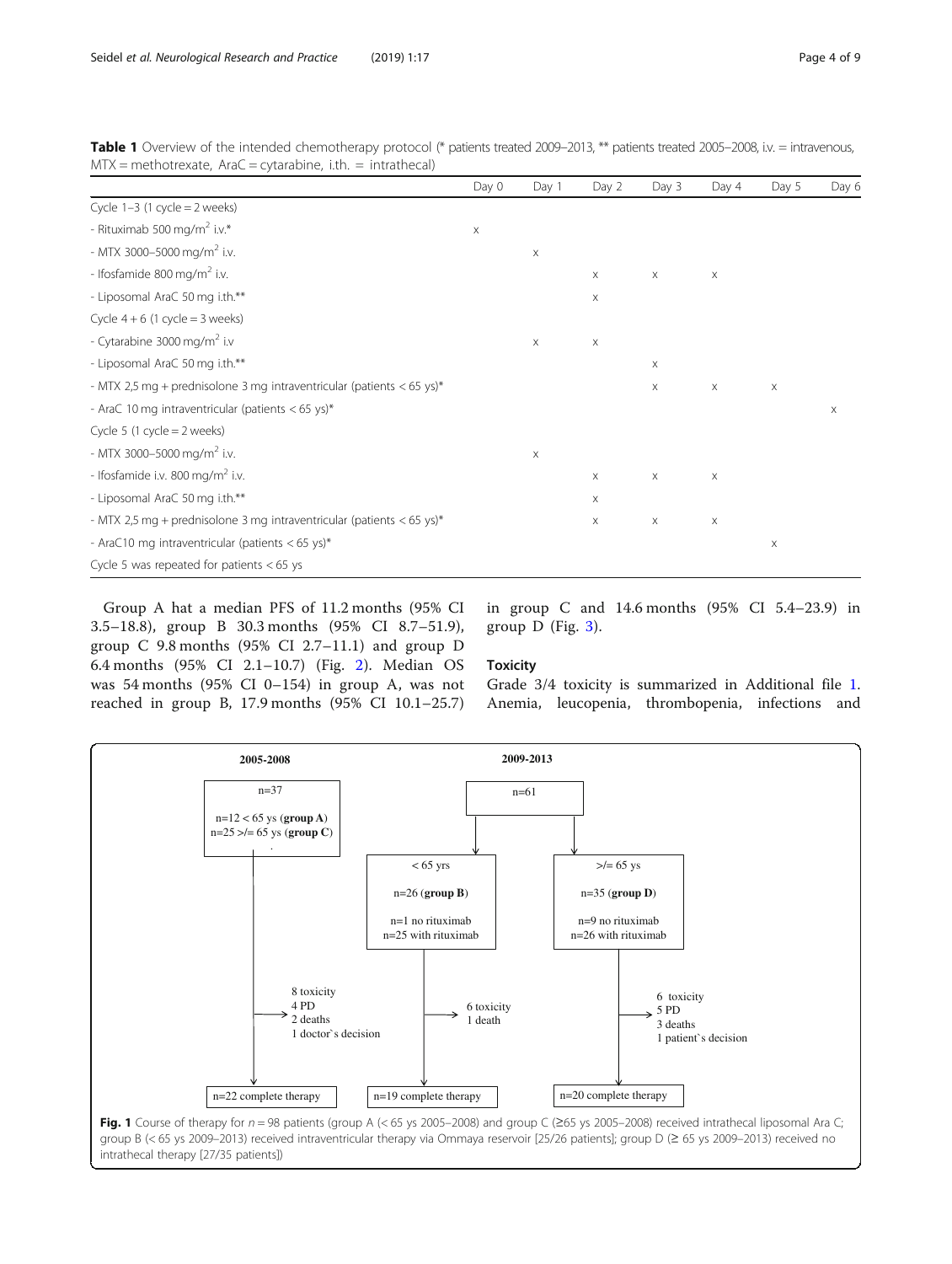**Table 1** Overview of the intended chemotherapy protocol (* patients treated 2009–2013, ** patients treated 2005–2008, i.v. = intravenous, MTX = methotrexate, AraC = cytarabine, i.th. = intrathecal)

| | Day 0 | Day 1 | Day 2 | Day 3 | Day 4 | Day 5 | Day 6 |
|---|---|---|---|---|---|---|---|
| Cycle 1–3 (1 cycle = 2 weeks) | | | | | | | |
| - Rituximab 500 mg/m$^2$ i.v.* | x | | | | | | |
| - MTX 3000–5000 mg/m$^2$ i.v. | | x | | | | | |
| - Ifosfamide 800 mg/m$^2$ i.v. | | | x | x | x | | |
| - Liposomal AraC 50 mg i.th.** | | | x | | | | |
| Cycle 4 + 6 (1 cycle = 3 weeks) | | | | | | | |
| - Cytarabine 3000 mg/m$^2$ i.v | | x | x | | | | |
| - Liposomal AraC 50 mg i.th.** | | | | x | | | |
| - MTX 2,5 mg + prednisolone 3 mg intraventricular (patients < 65 ys)* | | | | x | x | x | |
| - AraC 10 mg intraventricular (patients < 65 ys)* | | | | | | | x |
| Cycle 5 (1 cycle = 2 weeks) | | | | | | | |
| - MTX 3000–5000 mg/m$^2$ i.v. | | x | | | | | |
| - Ifosfamide i.v. 800 mg/m$^2$ i.v. | | | x | x | x | | |
| - Liposomal AraC 50 mg i.th.** | | | x | | | | |
| - MTX 2,5 mg + prednisolone 3 mg intraventricular (patients < 65 ys)* | | | x | x | x | | |
| - AraC10 mg intraventricular (patients < 65 ys)* | | | | | | x | |
| Cycle 5 was repeated for patients < 65 ys | | | | | | | |

Group A hat a median PFS of 11.2 months (95% CI 3.5–18.8), group B 30.3 months (95% CI 8.7–51.9), group C 9.8 months (95% CI 2.7–11.1) and group D 6.4 months (95% CI 2.1–10.7) (Fig. 2). Median OS was 54 months (95% CI 0–154) in group A, was not reached in group B, 17.9 months (95% CI 10.1–25.7) in group C and 14.6 months (95% CI 5.4–23.9) in group D (Fig. 3).

### Toxicity

Grade 3/4 toxicity is summarized in Additional file 1. Anemia, leucopenia, thrombopenia, infections and

**Fig. 1** Course of therapy for $n = 98$ patients (group A (< 65 ys 2005–2008) and group C (≥65 ys 2005–2008) received intrathecal liposomal Ara C; group B (< 65 ys 2009–2013) received intraventricular therapy via Ommaya reservoir [25/26 patients]; group D (≥ 65 ys 2009–2013) received no intrathecal therapy [27/35 patients])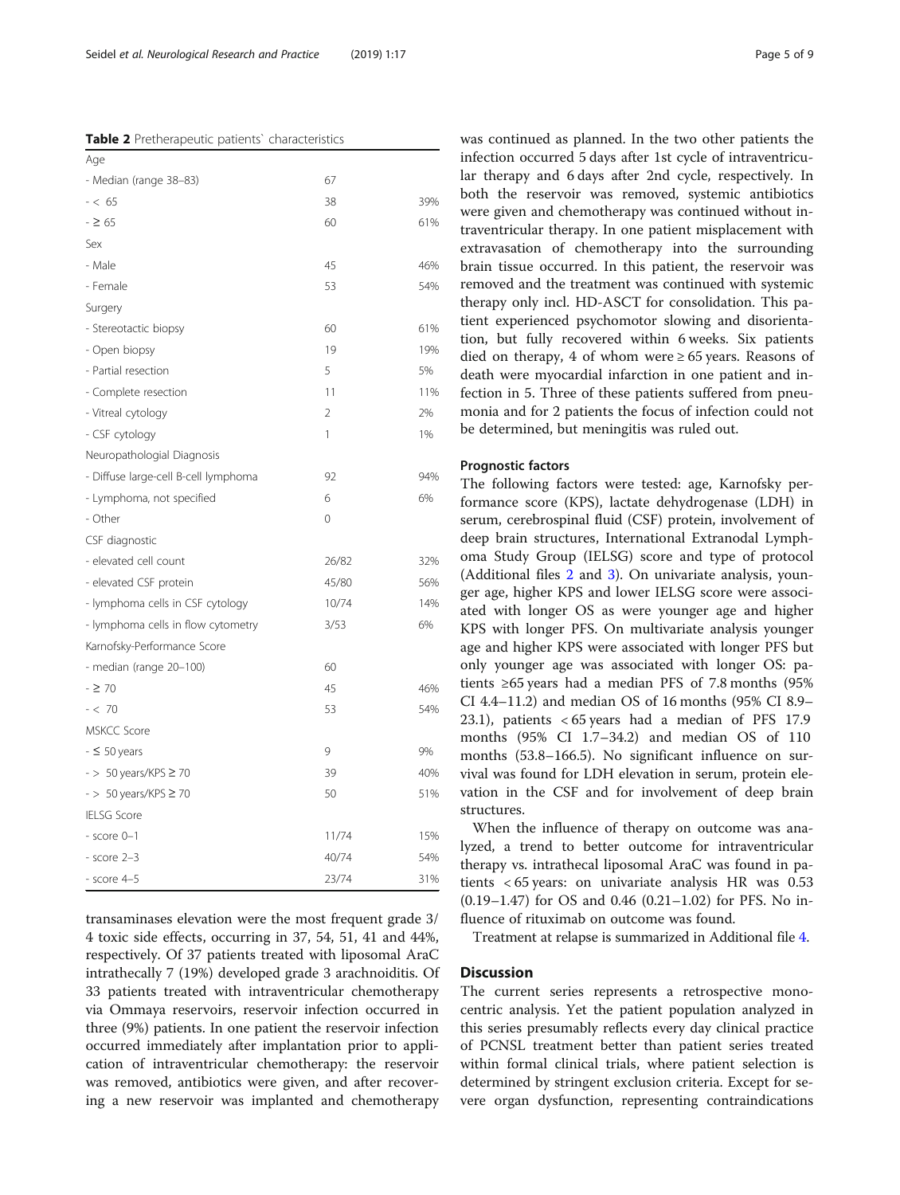**Table 2** Pretherapeutic patients` characteristics

| Age | | |
|---|---|---|
| - Median (range 38–83) | 67 | |
| - < 65 | 38 | 39% |
| - ≥ 65 | 60 | 61% |
| Sex | | |
| - Male | 45 | 46% |
| - Female | 53 | 54% |
| Surgery | | |
| - Stereotactic biopsy | 60 | 61% |
| - Open biopsy | 19 | 19% |
| - Partial resection | 5 | 5% |
| - Complete resection | 11 | 11% |
| - Vitreal cytology | 2 | 2% |
| - CSF cytology | 1 | 1% |
| Neuropathologial Diagnosis | | |
| - Diffuse large-cell B-cell lymphoma | 92 | 94% |
| - Lymphoma, not specified | 6 | 6% |
| - Other | 0 | |
| CSF diagnostic | | |
| - elevated cell count | 26/82 | 32% |
| - elevated CSF protein | 45/80 | 56% |
| - lymphoma cells in CSF cytology | 10/74 | 14% |
| - lymphoma cells in flow cytometry | 3/53 | 6% |
| Karnofsky-Performance Score | | |
| - median (range 20–100) | 60 | |
| - ≥ 70 | 45 | 46% |
| - < 70 | 53 | 54% |
| MSKCC Score | | |
| - ≤ 50 years | 9 | 9% |
| - > 50 years/KPS ≥ 70 | 39 | 40% |
| - > 50 years/KPS ≥ 70 | 50 | 51% |
| IELSG Score | | |
| - score 0–1 | 11/74 | 15% |
| - score 2–3 | 40/74 | 54% |
| - score 4–5 | 23/74 | 31% |

transaminases elevation were the most frequent grade 3/4 toxic side effects, occurring in 37, 54, 51, 41 and 44%, respectively. Of 37 patients treated with liposomal AraC intrathecally 7 (19%) developed grade 3 arachnoiditis. Of 33 patients treated with intraventricular chemotherapy via Ommaya reservoirs, reservoir infection occurred in three (9%) patients. In one patient the reservoir infection occurred immediately after implantation prior to application of intraventricular chemotherapy: the reservoir was removed, antibiotics were given, and after recovering a new reservoir was implanted and chemotherapy was continued as planned. In the two other patients the infection occurred 5 days after 1st cycle of intraventricular therapy and 6 days after 2nd cycle, respectively. In both the reservoir was removed, systemic antibiotics were given and chemotherapy was continued without intraventricular therapy. In one patient misplacement with extravasation of chemotherapy into the surrounding brain tissue occurred. In this patient, the reservoir was removed and the treatment was continued with systemic therapy only incl. HD-ASCT for consolidation. This patient experienced psychomotor slowing and disorientation, but fully recovered within 6 weeks. Six patients died on therapy, 4 of whom were ≥ 65 years. Reasons of death were myocardial infarction in one patient and infection in 5. Three of these patients suffered from pneumonia and for 2 patients the focus of infection could not be determined, but meningitis was ruled out.

### Prognostic factors

The following factors were tested: age, Karnofsky performance score (KPS), lactate dehydrogenase (LDH) in serum, cerebrospinal fluid (CSF) protein, involvement of deep brain structures, International Extranodal Lymphoma Study Group (IELSG) score and type of protocol (Additional files 2 and 3). On univariate analysis, younger age, higher KPS and lower IELSG score were associated with longer OS as were younger age and higher KPS with longer PFS. On multivariate analysis younger age and higher KPS were associated with longer PFS but only younger age was associated with longer OS: patients ≥65 years had a median PFS of 7.8 months (95% CI 4.4–11.2) and median OS of 16 months (95% CI 8.9–23.1), patients < 65 years had a median of PFS 17.9 months (95% CI 1.7–34.2) and median OS of 110 months (53.8–166.5). No significant influence on survival was found for LDH elevation in serum, protein elevation in the CSF and for involvement of deep brain structures.

When the influence of therapy on outcome was analyzed, a trend to better outcome for intraventricular therapy vs. intrathecal liposomal AraC was found in patients < 65 years: on univariate analysis HR was 0.53 (0.19–1.47) for OS and 0.46 (0.21–1.02) for PFS. No influence of rituximab on outcome was found.

Treatment at relapse is summarized in Additional file 4.

## Discussion

The current series represents a retrospective monocentric analysis. Yet the patient population analyzed in this series presumably reflects every day clinical practice of PCNSL treatment better than patient series treated within formal clinical trials, where patient selection is determined by stringent exclusion criteria. Except for severe organ dysfunction, representing contraindications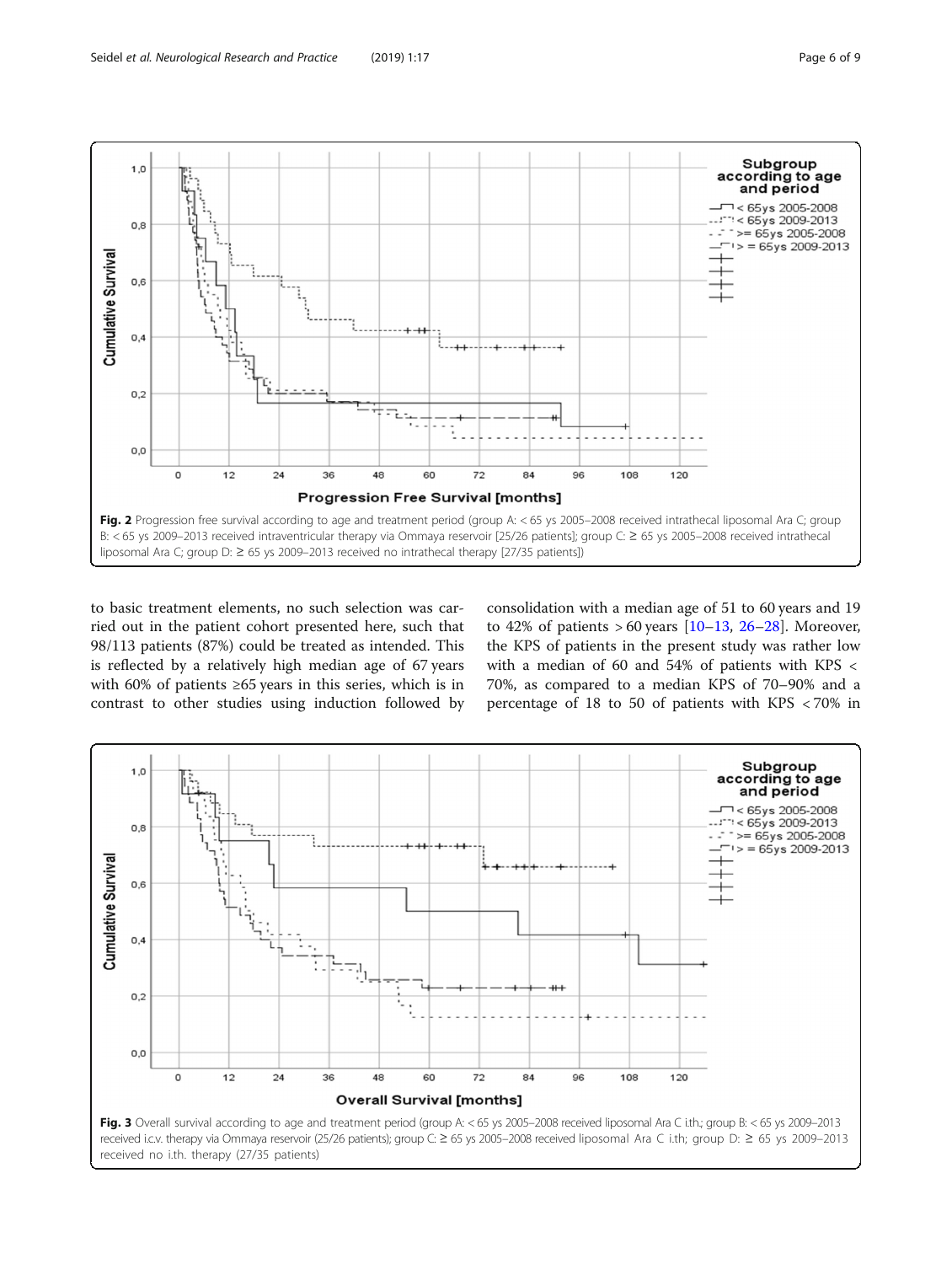Fig. 2 Progression free survival according to age and treatment period (group A: < 65 ys 2005–2008 received intrathecal liposomal Ara C; group B: < 65 ys 2009–2013 received intraventricular therapy via Ommaya reservoir [25/26 patients]; group C: ≥ 65 ys 2005–2008 received intrathecal liposomal Ara C; group D: ≥ 65 ys 2009–2013 received no intrathecal therapy [27/35 patients])

to basic treatment elements, no such selection was carried out in the patient cohort presented here, such that 98/113 patients (87%) could be treated as intended. This is reflected by a relatively high median age of 67 years with 60% of patients ≥65 years in this series, which is in contrast to other studies using induction followed by consolidation with a median age of 51 to 60 years and 19 to 42% of patients > 60 years [10–13, 26–28]. Moreover, the KPS of patients in the present study was rather low with a median of 60 and 54% of patients with KPS < 70%, as compared to a median KPS of 70–90% and a percentage of 18 to 50 of patients with KPS < 70% in

Fig. 3 Overall survival according to age and treatment period (group A: < 65 ys 2005–2008 received liposomal Ara C i.th.; group B: < 65 ys 2009–2013 received i.c.v. therapy via Ommaya reservoir (25/26 patients); group C: ≥ 65 ys 2005–2008 received liposomal Ara C i.th; group D: ≥ 65 ys 2009–2013 received no i.th. therapy (27/35 patients)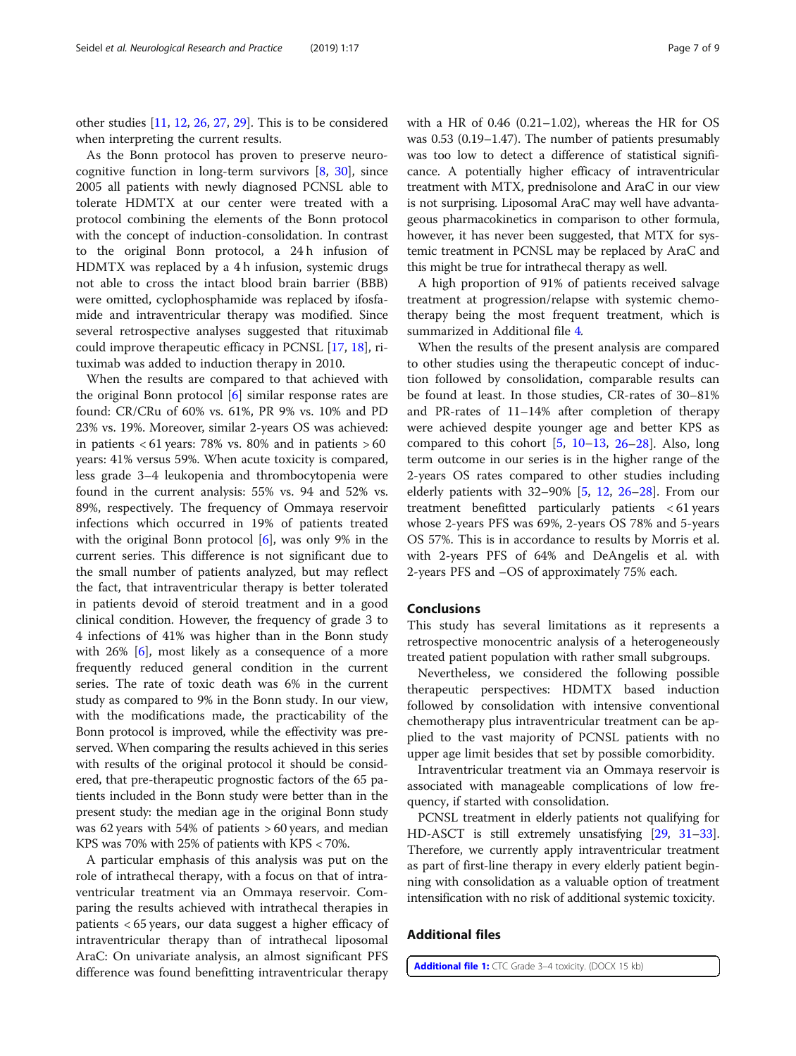other studies [11, 12, 26, 27, 29]. This is to be considered when interpreting the current results.

As the Bonn protocol has proven to preserve neurocognitive function in long-term survivors [8, 30], since 2005 all patients with newly diagnosed PCNSL able to tolerate HDMTX at our center were treated with a protocol combining the elements of the Bonn protocol with the concept of induction-consolidation. In contrast to the original Bonn protocol, a 24 h infusion of HDMTX was replaced by a 4 h infusion, systemic drugs not able to cross the intact blood brain barrier (BBB) were omitted, cyclophosphamide was replaced by ifosfamide and intraventricular therapy was modified. Since several retrospective analyses suggested that rituximab could improve therapeutic efficacy in PCNSL [17, 18], rituximab was added to induction therapy in 2010.

When the results are compared to that achieved with the original Bonn protocol [6] similar response rates are found: CR/CRu of 60% vs. 61%, PR 9% vs. 10% and PD 23% vs. 19%. Moreover, similar 2-years OS was achieved: in patients < 61 years: 78% vs. 80% and in patients > 60 years: 41% versus 59%. When acute toxicity is compared, less grade 3–4 leukopenia and thrombocytopenia were found in the current analysis: 55% vs. 94 and 52% vs. 89%, respectively. The frequency of Ommaya reservoir infections which occurred in 19% of patients treated with the original Bonn protocol [6], was only 9% in the current series. This difference is not significant due to the small number of patients analyzed, but may reflect the fact, that intraventricular therapy is better tolerated in patients devoid of steroid treatment and in a good clinical condition. However, the frequency of grade 3 to 4 infections of 41% was higher than in the Bonn study with 26% [6], most likely as a consequence of a more frequently reduced general condition in the current series. The rate of toxic death was 6% in the current study as compared to 9% in the Bonn study. In our view, with the modifications made, the practicability of the Bonn protocol is improved, while the effectivity was preserved. When comparing the results achieved in this series with results of the original protocol it should be considered, that pre-therapeutic prognostic factors of the 65 patients included in the Bonn study were better than in the present study: the median age in the original Bonn study was 62 years with 54% of patients > 60 years, and median KPS was 70% with 25% of patients with KPS < 70%.

A particular emphasis of this analysis was put on the role of intrathecal therapy, with a focus on that of intraventricular treatment via an Ommaya reservoir. Comparing the results achieved with intrathecal therapies in patients < 65 years, our data suggest a higher efficacy of intraventricular therapy than of intrathecal liposomal AraC: On univariate analysis, an almost significant PFS difference was found benefitting intraventricular therapy with a HR of 0.46 (0.21–1.02), whereas the HR for OS was 0.53 (0.19–1.47). The number of patients presumably was too low to detect a difference of statistical significance. A potentially higher efficacy of intraventricular treatment with MTX, prednisolone and AraC in our view is not surprising. Liposomal AraC may well have advantageous pharmacokinetics in comparison to other formula, however, it has never been suggested, that MTX for systemic treatment in PCNSL may be replaced by AraC and this might be true for intrathecal therapy as well.

A high proportion of 91% of patients received salvage treatment at progression/relapse with systemic chemotherapy being the most frequent treatment, which is summarized in Additional file 4.

When the results of the present analysis are compared to other studies using the therapeutic concept of induction followed by consolidation, comparable results can be found at least. In those studies, CR-rates of 30–81% and PR-rates of 11–14% after completion of therapy were achieved despite younger age and better KPS as compared to this cohort [5, 10–13, 26–28]. Also, long term outcome in our series is in the higher range of the 2-years OS rates compared to other studies including elderly patients with 32–90% [5, 12, 26–28]. From our treatment benefitted particularly patients < 61 years whose 2-years PFS was 69%, 2-years OS 78% and 5-years OS 57%. This is in accordance to results by Morris et al. with 2-years PFS of 64% and DeAngelis et al. with 2-years PFS and –OS of approximately 75% each.

## Conclusions

This study has several limitations as it represents a retrospective monocentric analysis of a heterogeneously treated patient population with rather small subgroups.

Nevertheless, we considered the following possible therapeutic perspectives: HDMTX based induction followed by consolidation with intensive conventional chemotherapy plus intraventricular treatment can be applied to the vast majority of PCNSL patients with no upper age limit besides that set by possible comorbidity.

Intraventricular treatment via an Ommaya reservoir is associated with manageable complications of low frequency, if started with consolidation.

PCNSL treatment in elderly patients not qualifying for HD-ASCT is still extremely unsatisfying [29, 31–33]. Therefore, we currently apply intraventricular treatment as part of first-line therapy in every elderly patient beginning with consolidation as a valuable option of treatment intensification with no risk of additional systemic toxicity.

## Additional files

**Additional file 1:** CTC Grade 3–4 toxicity. (DOCX 15 kb)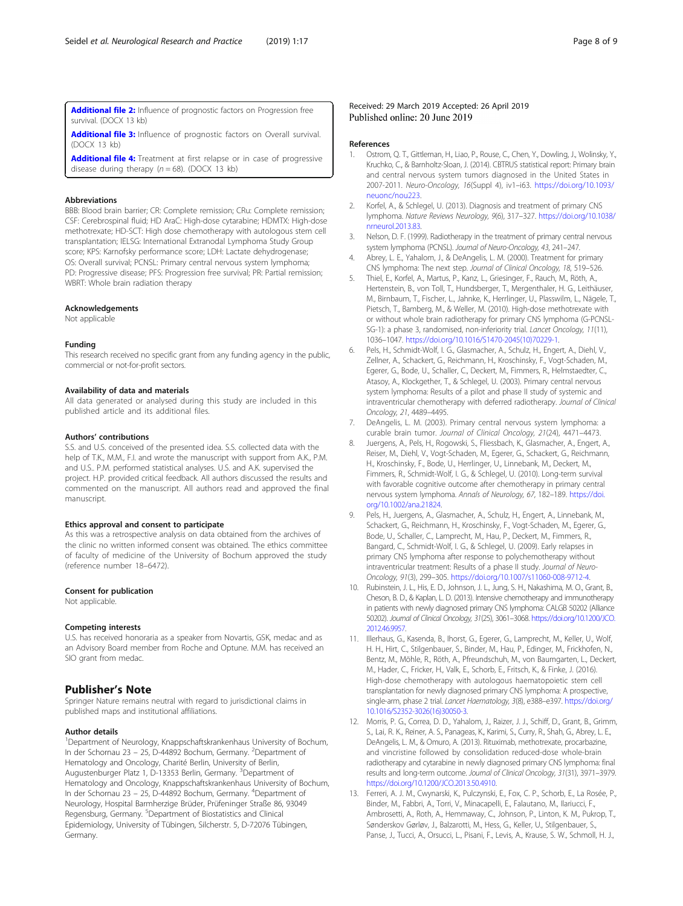**Additional file 2:** Influence of prognostic factors on Progression free survival. (DOCX 13 kb)

**Additional file 3:** Influence of prognostic factors on Overall survival. (DOCX 13 kb)

**Additional file 4:** Treatment at first relapse or in case of progressive disease during therapy ($n = 68$). (DOCX 13 kb)

### Abbreviations

BBB: Blood brain barrier; CR: Complete remission; CRu: Complete remission; CSF: Cerebrospinal fluid; HD AraC: High-dose cytarabine; HDMTX: High-dose methotrexate; HD-SCT: High dose chemotherapy with autologous stem cell transplantation; IELSG: International Extranodal Lymphoma Study Group score; KPS: Karnofsky performance score; LDH: Lactate dehydrogenase; OS: Overall survival; PCNSL: Primary central nervous system lymphoma; PD: Progressive disease; PFS: Progression free survival; PR: Partial remission; WBRT: Whole brain radiation therapy

### Acknowledgements

Not applicable

### Funding

This research received no specific grant from any funding agency in the public, commercial or not-for-profit sectors.

### Availability of data and materials

All data generated or analysed during this study are included in this published article and its additional files.

### Authors' contributions

S.S. and U.S. conceived of the presented idea. S.S. collected data with the help of T.K., M.M., F.I. and wrote the manuscript with support from A.K., P.M. and U.S.. P.M. performed statistical analyses. U.S. and A.K. supervised the project. H.P. provided critical feedback. All authors discussed the results and commented on the manuscript. All authors read and approved the final manuscript.

### Ethics approval and consent to participate

As this was a retrospective analysis on data obtained from the archives of the clinic no written informed consent was obtained. The ethics committee of faculty of medicine of the University of Bochum approved the study (reference number 18–6472).

### Consent for publication

Not applicable.

### Competing interests

U.S. has received honoraria as a speaker from Novartis, GSK, medac and as an Advisory Board member from Roche and Optune. M.M. has received an SIO grant from medac.

## Publisher's Note

Springer Nature remains neutral with regard to jurisdictional claims in published maps and institutional affiliations.

### Author details

[1]Department of Neurology, Knappschaftskrankenhaus University of Bochum, In der Schornau 23 – 25, D-44892 Bochum, Germany. [2]Department of Hematology and Oncology, Charité Berlin, University of Berlin, Augustenburger Platz 1, D-13353 Berlin, Germany. [3]Department of Hematology and Oncology, Knappschaftskrankenhaus University of Bochum, In der Schornau 23 – 25, D-44892 Bochum, Germany. [4]Department of Neurology, Hospital Barmherzige Brüder, Prüfeninger Straße 86, 93049 Regensburg, Germany. [5]Department of Biostatistics and Clinical Epidemiology, University of Tübingen, Silcherstr. 5, D-72076 Tübingen, Germany.

Received: 29 March 2019 Accepted: 26 April 2019
Published online: 20 June 2019

### References

1. Ostrom, Q. T., Gittleman, H., Liao, P., Rouse, C., Chen, Y., Dowling, J., Wolinsky, Y., Kruchko, C., & Barnholtz-Sloan, J. (2014). CBTRUS statistical report: Primary brain and central nervous system tumors diagnosed in the United States in 2007-2011. *Neuro-Oncology, 16*(Suppl 4), iv1–i63. https://doi.org/10.1093/neuonc/nou223.
2. Korfel, A., & Schlegel, U. (2013). Diagnosis and treatment of primary CNS lymphoma. *Nature Reviews Neurology, 9*(6), 317–327. https://doi.org/10.1038/nrneurol.2013.83.
3. Nelson, D. F. (1999). Radiotherapy in the treatment of primary central nervous system lymphoma (PCNSL). *Journal of Neuro-Oncology, 43*, 241–247.
4. Abrey, L. E., Yahalom, J., & DeAngelis, L. M. (2000). Treatment for primary CNS lymphoma: The next step. *Journal of Clinical Oncology, 18*, 519–526.
5. Thiel, E., Korfel, A., Martus, P., Kanz, L., Griesinger, F., Rauch, M., Röth, A., Hertenstein, B., von Toll, T., Hundsberger, T., Mergenthaler, H. G., Leithäuser, M., Birnbaum, T., Fischer, L., Jahnke, K., Herrlinger, U., Plasswilm, L., Nägele, T., Pietsch, T., Bamberg, M., & Weller, M. (2010). High-dose methotrexate with or without whole brain radiotherapy for primary CNS lymphoma (G-PCNSL-SG-1): a phase 3, randomised, non-inferiority trial. *Lancet Oncology, 11*(11), 1036–1047. https://doi.org/10.1016/S1470-2045(10)70229-1.
6. Pels, H., Schmidt-Wolf, I. G., Glasmacher, A., Schulz, H., Engert, A., Diehl, V., Zellner, A., Schackert, G., Reichmann, H., Kroschinsky, F., Vogt-Schaden, M., Egerer, G., Bode, U., Schaller, C., Deckert, M., Fimmers, R., Helmstaedter, C., Atasoy, A., Klockgether, T., & Schlegel, U. (2003). Primary central nervous system lymphoma: Results of a pilot and phase II study of systemic and intraventricular chemotherapy with deferred radiotherapy. *Journal of Clinical Oncology, 21*, 4489–4495.
7. DeAngelis, L. M. (2003). Primary central nervous system lymphoma: a curable brain tumor. *Journal of Clinical Oncology, 21*(24), 4471–4473.
8. Juergens, A., Pels, H., Rogowski, S., Fliessbach, K., Glasmacher, A., Engert, A., Reiser, M., Diehl, V., Vogt-Schaden, M., Egerer, G., Schackert, G., Reichmann, H., Kroschinsky, F., Bode, U., Herrlinger, U., Linnebank, M., Deckert, M., Fimmers, R., Schmidt-Wolf, I. G., & Schlegel, U. (2010). Long-term survival with favorable cognitive outcome after chemotherapy in primary central nervous system lymphoma. *Annals of Neurology, 67*, 182–189. https://doi.org/10.1002/ana.21824.
9. Pels, H., Juergens, A., Glasmacher, A., Schulz, H., Engert, A., Linnebank, M., Schackert, G., Reichmann, H., Kroschinsky, F., Vogt-Schaden, M., Egerer, G., Bode, U., Schaller, C., Lamprecht, M., Hau, P., Deckert, M., Fimmers, R., Bangard, C., Schmidt-Wolf, I. G., & Schlegel, U. (2009). Early relapses in primary CNS lymphoma after response to polychemotherapy without intraventricular treatment: Results of a phase II study. *Journal of Neuro-Oncology, 91*(3), 299–305. https://doi.org/10.1007/s11060-008-9712-4.
10. Rubinstein, J. L., His, E. D., Johnson, J. L., Jung, S. H., Nakashima, M. O., Grant, B., Cheson, B. D., & Kaplan, L. D. (2013). Intensive chemotherapy and immunotherapy in patients with newly diagnosed primary CNS lymphoma: CALGB 50202 (Alliance 50202). *Journal of Clinical Oncology, 31*(25), 3061–3068. https://doi.org/10.1200/JCO.2012.46.9957.
11. Illerhaus, G., Kasenda, B., Ihorst, G., Egerer, G., Lamprecht, M., Keller, U., Wolf, H. H., Hirt, C., Stilgenbauer, S., Binder, M., Hau, P., Edinger, M., Frickhofen, N., Bentz, M., Möhle, R., Röth, A., Pfreundschuh, M., von Baumgarten, L., Deckert, M., Hader, C., Fricker, H., Valk, E., Schorb, E., Fritsch, K., & Finke, J. (2016). High-dose chemotherapy with autologous haematopoietic stem cell transplantation for newly diagnosed primary CNS lymphoma: A prospective, single-arm, phase 2 trial. *Lancet Haematology, 3*(8), e388–e397. https://doi.org/10.1016/S2352-3026(16)30050-3.
12. Morris, P. G., Correa, D. D., Yahalom, J., Raizer, J. J., Schiff, D., Grant, B., Grimm, S., Lai, R. K., Reiner, A. S., Panageas, K., Karimi, S., Curry, R., Shah, G., Abrey, L. E., DeAngelis, L. M., & Omuro, A. (2013). Rituximab, methotrexate, procarbazine, and vincristine followed by consolidation reduced-dose whole-brain radiotherapy and cytarabine in newly diagnosed primary CNS lymphoma: final results and long-term outcome. *Journal of Clinical Oncology, 31*(31), 3971–3979. https://doi.org/10.1200/JCO.2013.50.4910.
13. Ferreri, A. J. M., Cwynarski, K., Pulczynski, E., Fox, C. P., Schorb, E., La Rosée, P., Binder, M., Fabbri, A., Torri, V., Minacapelli, E., Falautano, M., Ilariucci, F., Ambrosetti, A., Roth, A., Hemmaway, C., Johnson, P., Linton, K. M., Pukrop, T., Sønderskov Gørløv, J., Balzarotti, M., Hess, G., Keller, U., Stilgenbauer, S., Panse, J., Tucci, A., Orsucci, L., Pisani, F., Levis, A., Krause, S. W., Schmoll, H. J.,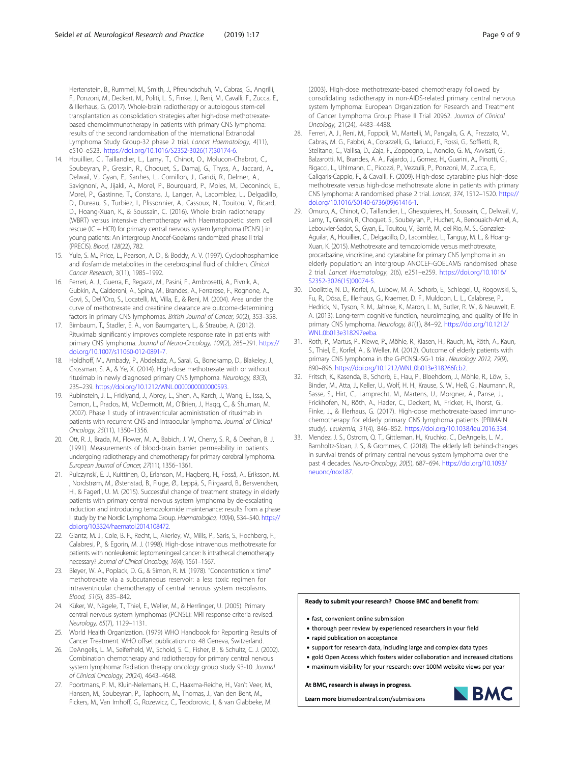Hertenstein, B., Rummel, M., Smith, J., Pfreundschuh, M., Cabras, G., Angrilli, F., Ponzoni, M., Deckert, M., Politi, L. S., Finke, J., Reni, M., Cavalli, F., Zucca, E., & Illerhaus, G. (2017). Whole-brain radiotherapy or autologous stem-cell transplantation as consolidation strategies after high-dose methotrexate-based chemoimmunotherapy in patients with primary CNS lymphoma: results of the second randomisation of the International Extranodal Lymphoma Study Group-32 phase 2 trial. *Lancet Haematology, 4*(11), e510–e523. https://doi.org/10.1016/S2352-3026(17)30174-6.

14. Houillier, C., Taillandier, L., Lamy, T., Chinot, O., Molucon-Chabrot, C., Soubeyran, P., Gressin, R., Choquet, S., Damaj, G., Thyss, A., Jaccard, A., Delwail, V., Gyan, E., Sanhes, L., Cornillon, J., Garidi, R., Delmer, A., Savignoni, A., Jijakli, A., Morel, P., Bourquard, P., Moles, M., Deconinck, E., Morel, P., Gastinne, T., Constans, J., Langer, A., Lacomblez, L., Delgadillo, D., Dureau, S., Turbiez, I., Plissonnier, A., Cassoux, N., Touitou, V., Ricard, D., Hoang-Xuan, K., & Soussain, C. (2016). Whole brain radiotherapy (WBRT) versus intensive chemotherapy with Haematopoietic stem cell rescue (IC + HCR) for primary central nervous system lymphoma (PCNSL) in young patients: An intergroup Anocef-Goelams randomized phase II trial (PRECIS). *Blood, 128*(22), 782.
15. Yule, S. M., Price, L., Pearson, A. D., & Boddy, A. V. (1997). Cyclophosphamide and ifosfamide metabolites in the cerebrospinal fluid of children. *Clinical Cancer Research*, 3(11), 1985–1992.
16. Ferreri, A. J., Guerra, E., Regazzi, M., Pasini, F., Ambrosetti, A., Pivnik, A., Gubkin, A., Calderoni, A., Spina, M., Brandes, A., Ferrarese, F., Rognone, A., Govi, S., Dell'Oro, S., Locatelli, M., Villa, E., & Reni, M. (2004). Area under the curve of methotrexate and creatinine clearance are outcome-determining factors in primary CNS lymphomas. *British Journal of Cancer, 90*(2), 353–358.
17. Birnbaum, T., Stadler, E. A., von Baumgarten, L., & Straube, A. (2012). Rituximab significantly improves complete response rate in patients with primary CNS lymphoma. *Journal of Neuro-Oncology, 109*(2), 285–291. https://doi.org/10.1007/s11060-012-0891-7.
18. Holdhoff, M., Ambady, P., Abdelaziz, A., Sarai, G., Bonekamp, D., Blakeley, J., Grossman, S. A., & Ye, X. (2014). High-dose methotrexate with or without rituximab in newly diagnosed primary CNS lymphoma. *Neurology, 83*(3), 235–239. https://doi.org/10.1212/WNL.0000000000000593.
19. Rubinstein, J. L., Fridlyand, J., Abrey, L., Shen, A., Karch, J., Wang, E., Issa, S., Damon, L., Prados, M., McDermott, M., O'Brien, J., Haqq, C., & Shuman, M. (2007). Phase 1 study of intraventricular administration of rituximab in patients with recurrent CNS and intraocular lymphoma. *Journal of Clinical Oncology, 25*(11), 1350–1356.
20. Ott, R. J., Brada, M., Flower, M. A., Babich, J. W., Cherry, S. R., & Deehan, B. J. (1991). Measurements of blood-brain barrier permeability in patients undergoing radiotherapy and chemotherapy for primary cerebral lymphoma. *European Journal of Cancer, 27*(11), 1356–1361.
21. Pulczynski, E. J., Kuittinen, O., Erlanson, M., Hagberg, H., Fosså, A., Eriksson, M. , Nordstrøm, M., Østenstad, B., Fluge, Ø., Leppä, S., Fiirgaard, B., Bersvendsen, H., & Fagerli, U. M. (2015). Successful change of treatment strategy in elderly patients with primary central nervous system lymphoma by de-escalating induction and introducing temozolomide maintenance: results from a phase II study by the Nordic Lymphoma Group. *Haematologica, 100*(4), 534–540. https://doi.org/10.3324/haematol.2014.108472.
22. Glantz, M. J., Cole, B. F., Recht, L., Akerley, W., Mills, P., Saris, S., Hochberg, F., Calabresi, P., & Egorin, M. J. (1998). High-dose intravenous methotrexate for patients with nonleukemic leptomeningeal cancer: Is intrathecal chemotherapy necessary? *Journal of Clinical Oncology, 16*(4), 1561–1567.
23. Bleyer, W. A., Poplack, D. G., & Simon, R. M. (1978). "Concentration x time" methotrexate via a subcutaneous reservoir: a less toxic regimen for intraventricular chemotherapy of central nervous system neoplasms. *Blood, 51*(5), 835–842.
24. Küker, W., Nägele, T., Thiel, E., Weller, M., & Herrlinger, U. (2005). Primary central nervous system lymphomas (PCNSL): MRI response criteria revised. *Neurology, 65*(7), 1129–1131.
25. World Health Organization. (1979) WHO Handbook for Reporting Results of Cancer Treatment. WHO offset publication no. 48 Geneva, Switzerland.
26. DeAngelis, L. M., Seiferheld, W., Schold, S. C., Fisher, B., & Schultz, C. J. (2002). Combination chemotherapy and radiotherapy for primary central nervous system lymphoma: Radiation therapy oncology group study 93-10. *Journal of Clinical Oncology, 20*(24), 4643–4648.
27. Poortmans, P. M., Kluin-Nelemans, H. C., Haaxma-Reiche, H., Van't Veer, M., Hansen, M., Soubeyran, P., Taphoorn, M., Thomas, J., Van den Bent, M., Fickers, M., Van Imhoff, G., Rozewicz, C., Teodorovic, I., & van Glabbeke, M. (2003). High-dose methotrexate-based chemotherapy followed by consolidating radiotherapy in non-AIDS-related primary central nervous system lymphoma: European Organization for Research and Treatment of Cancer Lymphoma Group Phase II Trial 20962. *Journal of Clinical Oncology, 21*(24), 4483–4488.
28. Ferreri, A. J., Reni, M., Foppoli, M., Martelli, M., Pangalis, G. A., Frezzato, M., Cabras, M. G., Fabbri, A., Corazzelli, G., Ilariucci, F., Rossi, G., Soffietti, R., Stelitano, C., Vallisa, D., Zaja, F., Zoppegno, L., Aondio, G. M., Avvisati, G., Balzarotti, M., Brandes, A. A., Fajardo, J., Gomez, H., Guarini, A., Pinotti, G., Rigacci, L., Uhlmann, C., Picozzi, P., Vezzulli, P., Ponzoni, M., Zucca, E., Caligaris-Cappio, F., & Cavalli, F. (2009). High-dose cytarabine plus high-dose methotrexate versus high-dose methotrexate alone in patients with primary CNS lymphoma: A randomised phase 2 trial. *Lancet, 374*, 1512–1520. https://doi.org/10.1016/S0140-6736(09)61416-1.
29. Omuro, A., Chinot, O., Taillandier, L., Ghesquieres, H., Soussain, C., Delwail, V., Lamy, T., Gressin, R., Choquet, S., Soubeyran, P., Huchet, A., Benouaich-Amiel, A., Lebouvier-Sadot, S., Gyan, E., Touitou, V., Barrié, M., del Rio, M. S., Gonzalez-Aguilar, A., Houillier, C., Delgadillo, D., Lacomblez, L., Tanguy, M. L., & Hoang-Xuan, K. (2015). Methotrexate and temozolomide versus methotrexate, procarbazine, vincristine, and cytarabine for primary CNS lymphoma in an elderly population: an intergroup ANOCEF-GOELAMS randomised phase 2 trial. *Lancet Haematology*, 2(6), e251–e259. https://doi.org/10.1016/S2352-3026(15)00074-5.
30. Doolittle, N. D., Korfel, A., Lubow, M. A., Schorb, E., Schlegel, U., Rogowski, S., Fu, R., Dósa, E., Illerhaus, G., Kraemer, D. F., Muldoon, L. L., Calabrese, P., Hedrick, N., Tyson, R. M., Jahnke, K., Maron, L. M., Butler, R. W., & Neuwelt, E. A. (2013). Long-term cognitive function, neuroimaging, and quality of life in primary CNS lymphoma. *Neurology, 81*(1), 84–92. https://doi.org/10.1212/WNL.0b013e318297eeba.
31. Roth, P., Martus, P., Kiewe, P., Möhle, R., Klasen, H., Rauch, M., Röth, A., Kaun, S., Thiel, E., Korfel, A., & Weller, M. (2012). Outcome of elderly patients with primary CNS lymphoma in the G-PCNSL-SG-1 trial. *Neurology 2012, 79*(9), 890–896. https://doi.org/10.1212/WNL.0b013e318266fcb2.
32. Fritsch, K., Kasenda, B., Schorb, E., Hau, P., Bloehdorn, J., Möhle, R., Löw, S., Binder, M., Atta, J., Keller, U., Wolf, H. H., Krause, S. W., Heß, G., Naumann, R., Sasse, S., Hirt, C., Lamprecht, M., Martens, U., Morgner, A., Panse, J., Frickhofen, N., Röth, A., Hader, C., Deckert, M., Fricker, H., Ihorst, G., Finke, J., & Illerhaus, G. (2017). High-dose methotrexate-based immuno-chemotherapy for elderly primary CNS lymphoma patients (PRIMAIN study). *Leukemia, 31*(4), 846–852. https://doi.org/10.1038/leu.2016.334.
33. Mendez, J. S., Ostrom, Q. T., Gittleman, H., Kruchko, C., DeAngelis, L. M., Barnholtz-Sloan, J. S., & Grommes, C. (2018). The elderly left behind-changes in survival trends of primary central nervous system lymphoma over the past 4 decades. *Neuro-Oncology, 20*(5), 687–694. https://doi.org/10.1093/neuonc/nox187.

**Ready to submit your research? Choose BMC and benefit from:**

- fast, convenient online submission
- thorough peer review by experienced researchers in your field
- rapid publication on acceptance
- support for research data, including large and complex data types
- gold Open Access which fosters wider collaboration and increased citations
- maximum visibility for your research: over 100M website views per year

**At BMC, research is always in progress.**

**Learn more** biomedcentral.com/submissions

BMC